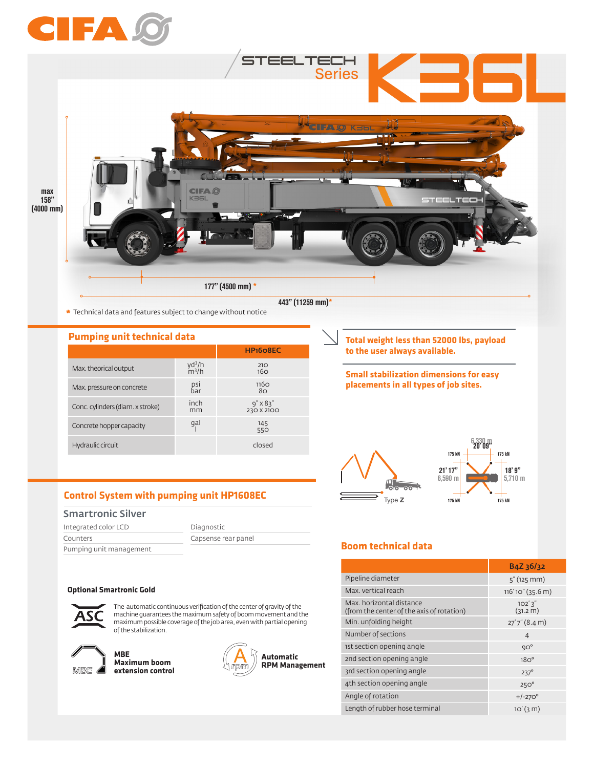# CIFA STEELTECH Series K36L

max 158" (4000 mm)

177" (4500 mm) *

443" (11259 mm)*

* Technical data and features subject to change without notice

## Pumping unit technical data

| | | HP1608EC |
|---|---|---|
| Max. theorical output | $yd^3/h$<br>$m^3/h$ | 210<br>160 |
| Max. pressure on concrete | psi<br>bar | 1160<br>80 |
| Conc. cylinders (diam. x stroke) | inch<br>mm | 9" x 83"<br>230 x 2100 |
| Concrete hopper capacity | gal<br>l | 145<br>550 |
| Hydraulic circuit | | closed |

**Total weight less than 52000 lbs, payload to the user always available.**

**Small stabilization dimensions for easy placements in all types of job sites.**

Type Z

6,330 m 20' 09"

175 kN

21' 17" 6,590 m

18' 9" 5,710 m

## Control System with pumping unit HP1608EC

### Smartronic Silver

- Integrated color LCD
- Counters
- Pumping unit management
- Diagnostic
- Capsense rear panel

### Optional Smartronic Gold

**ASC** – The automatic continuous verification of the center of gravity of the machine guarantees the maximum safety of boom movement and the maximum possible coverage of the job area, even with partial opening of the stabilization.

**MBE Maximum boom extension control**

**Automatic RPM Management**

## Boom technical data

| | B4Z 36/32 |
|---|---|
| Pipeline diameter | 5" (125 mm) |
| Max. vertical reach | 116' 10" (35.6 m) |
| Max. horizontal distance (from the center of the axis of rotation) | 102' 3" (31.2 m) |
| Min. unfolding height | 27' 7" (8.4 m) |
| Number of sections | 4 |
| 1st section opening angle | 90° |
| 2nd section opening angle | 180° |
| 3rd section opening angle | 237° |
| 4th section opening angle | 250° |
| Angle of rotation | +/-270° |
| Length of rubber hose terminal | 10' (3 m) |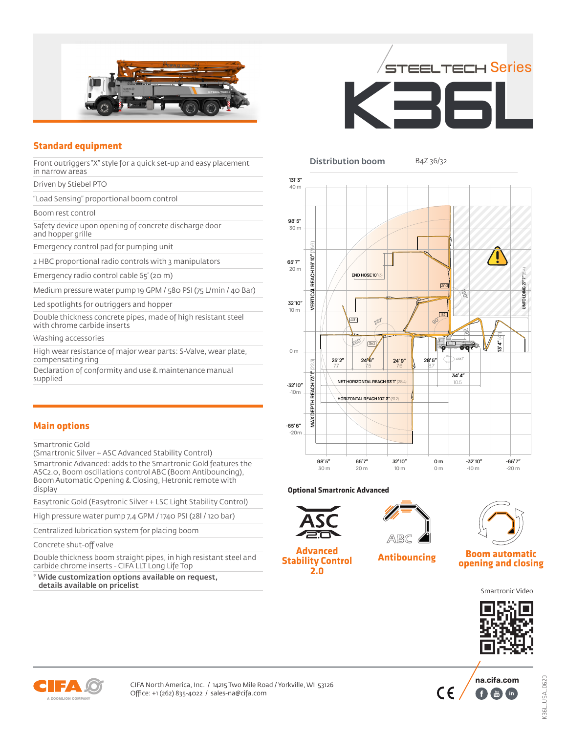STEELTECH Series

# K36L

## Standard equipment

- Front outriggers "X" style for a quick set-up and easy placement in narrow areas
- Driven by Stiebel PTO
- "Load Sensing" proportional boom control
- Boom rest control
- Safety device upon opening of concrete discharge door and hopper grille
- Emergency control pad for pumping unit
- 2 HBC proportional radio controls with 3 manipulators
- Emergency radio control cable 65' (20 m)
- Medium pressure water pump 19 GPM / 580 PSI (75 L/min / 40 Bar)
- Led spotlights for outriggers and hopper
- Double thickness concrete pipes, made of high resistant steel with chrome carbide inserts
- Washing accessories
- High wear resistance of major wear parts: S-Valve, wear plate, compensating ring
- Declaration of conformity and use & maintenance manual supplied

## Main options

- Smartronic Gold (Smartronic Silver + ASC Advanced Stability Control)
- Smartronic Advanced: adds to the Smartronic Gold features the ASC2.0, Boom oscillations control ABC (Boom Antibouncing), Boom Automatic Opening & Closing, Hetronic remote with display
- Easytronic Gold (Easytronic Silver + LSC Light Stability Control)
- High pressure water pump 7,4 GPM / 1740 PSI (28l / 120 bar)
- Centralized lubrication system for placing boom
- Concrete shut-off valve
- Double thickness boom straight pipes, in high resistant steel and carbide chrome inserts - CIFA LLT Long Life Top

* **Wide customization options available on request, details available on pricelist**

## Distribution boom

B4Z 36/32

131' 3" 40 m
98' 5" 30 m
65' 7" 20 m
32' 10" 10 m
0 m
-32' 10" -10m
-65' 6" -20m

VERTICAL REACH 116' 10" (35.6)
MAX DEPTH REACH 73' 1" (22.3)
END HOSE 10' (3)
UNFOLDING 27' 7" (8.4)
13' 4" (4.1)
1st 2nd 3rd 4th
180° 90° 237° 250° 29° ±270°
25' 2" 7.7
24' 6" 7.5
24' 9" 7.6
28' 5" 8.7
34' 4" 10.5
NET HORIZONTAL REACH 93' 1" (28.4)
HORIZONTAL REACH 102' 3" (31.2)

98' 5" 30 m
65' 7" 20 m
32' 10" 10 m
0 m 0 m
-32' 10" -10 m
-65' 7" -20 m

## Optional Smartronic Advanced

**Advanced Stability Control 2.0**

**Antibouncing**

**Boom automatic opening and closing**

Smartronic Video

CIFA A ZOOMLION COMPANY

CIFA North America, Inc. / 14215 Two Mile Road / Yorkville, WI 53126
Office: +1 (262) 835-4022 / sales-na@cifa.com

na.cifa.com

K36L_USA_0620